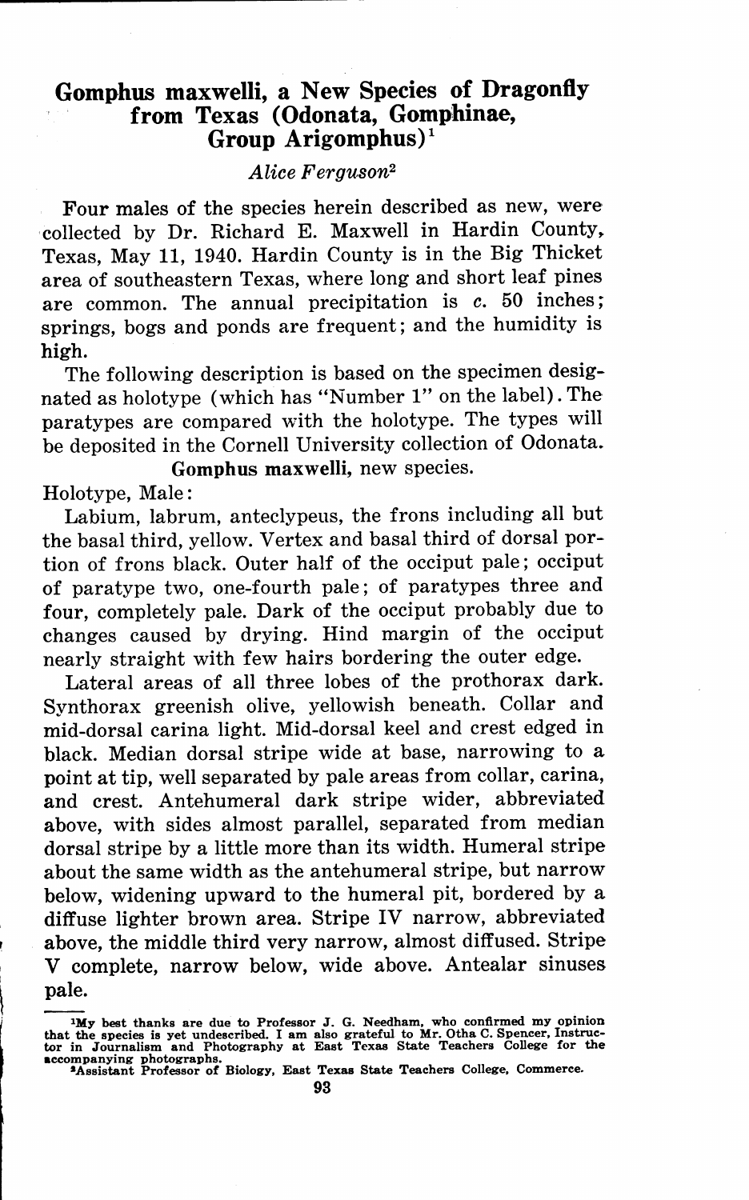# Gomphus maxwelli, a New Species of Dragonfly from Texas (Odonata, Gomphinae, Group Arigomphus)[1]

*Alice Ferguson*[2]

Four males of the species herein described as new, were collected by Dr. Richard E. Maxwell in Hardin County, Texas, May 11, 1940. Hardin County is in the Big Thicket area of southeastern Texas, where long and short leaf pines are common. The annual precipitation is *c.* 50 inches; springs, bogs and ponds are frequent; and the humidity is high.

The following description is based on the specimen designated as holotype (which has "Number 1" on the label). The paratypes are compared with the holotype. The types will be deposited in the Cornell University collection of Odonata.

**Gomphus maxwelli,** new species.

Holotype, Male:

Labium, labrum, anteclypeus, the frons including all but the basal third, yellow. Vertex and basal third of dorsal portion of frons black. Outer half of the occiput pale; occiput of paratype two, one-fourth pale; of paratypes three and four, completely pale. Dark of the occiput probably due to changes caused by drying. Hind margin of the occiput nearly straight with few hairs bordering the outer edge.

Lateral areas of all three lobes of the prothorax dark. Synthorax greenish olive, yellowish beneath. Collar and mid-dorsal carina light. Mid-dorsal keel and crest edged in black. Median dorsal stripe wide at base, narrowing to a point at tip, well separated by pale areas from collar, carina, and crest. Antehumeral dark stripe wider, abbreviated above, with sides almost parallel, separated from median dorsal stripe by a little more than its width. Humeral stripe about the same width as the antehumeral stripe, but narrow below, widening upward to the humeral pit, bordered by a diffuse lighter brown area. Stripe IV narrow, abbreviated above, the middle third very narrow, almost diffused. Stripe V complete, narrow below, wide above. Antealar sinuses pale.

---

[1]My best thanks are due to Professor J. G. Needham, who confirmed my opinion that the species is yet undescribed. I am also grateful to Mr. Otha C. Spencer, Instructor in Journalism and Photography at East Texas State Teachers College for the accompanying photographs.

[2]Assistant Professor of Biology, East Texas State Teachers College, Commerce.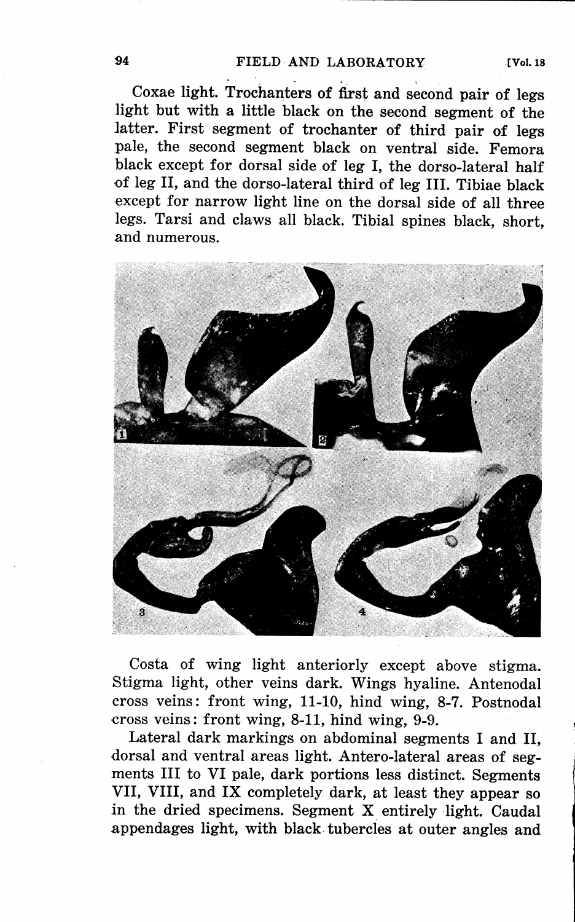Coxae light. Trochanters of first and second pair of legs light but with a little black on the second segment of the latter. First segment of trochanter of third pair of legs pale, the second segment black on ventral side. Femora black except for dorsal side of leg I, the dorso-lateral half of leg II, and the dorso-lateral third of leg III. Tibiae black except for narrow light line on the dorsal side of all three legs. Tarsi and claws all black. Tibial spines black, short, and numerous.

Costa of wing light anteriorly except above stigma. Stigma light, other veins dark. Wings hyaline. Antenodal cross veins: front wing, 11-10, hind wing, 8-7. Postnodal cross veins: front wing, 8-11, hind wing, 9-9.

Lateral dark markings on abdominal segments I and II, dorsal and ventral areas light. Antero-lateral areas of segments III to VI pale, dark portions less distinct. Segments VII, VIII, and IX completely dark, at least they appear so in the dried specimens. Segment X entirely light. Caudal appendages light, with black tubercles at outer angles and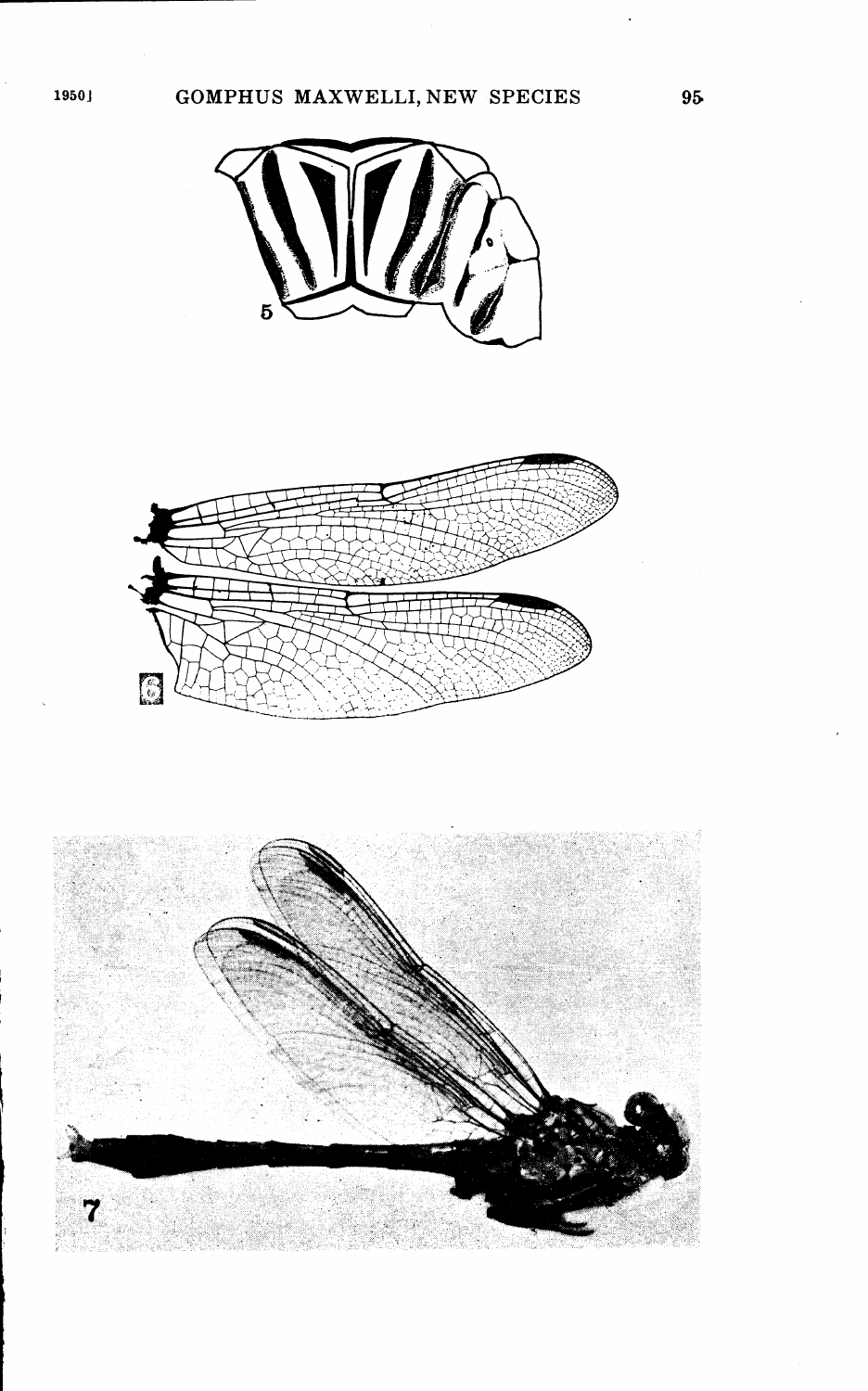5

6

7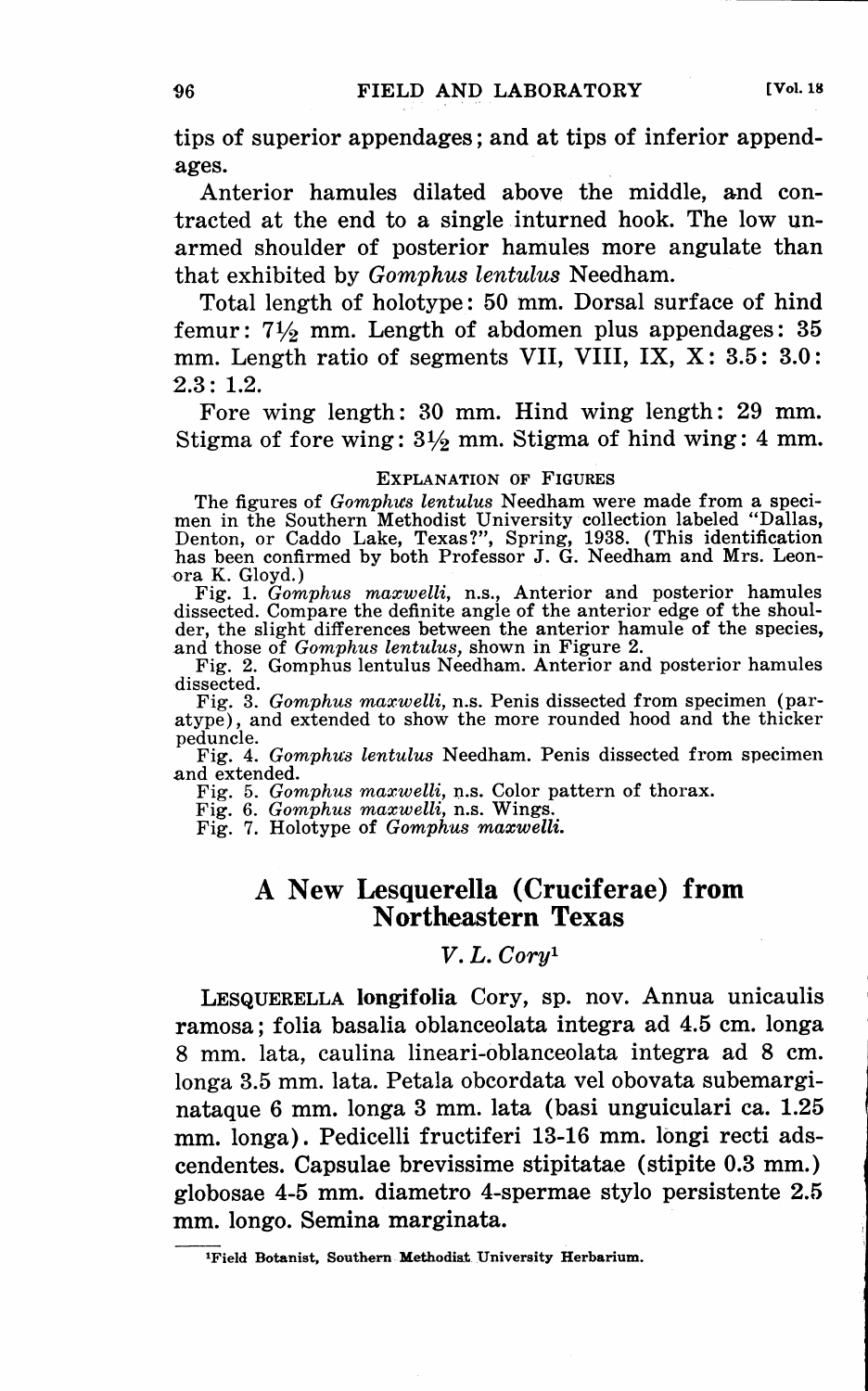tips of superior appendages; and at tips of inferior appendages.

Anterior hamules dilated above the middle, and contracted at the end to a single inturned hook. The low unarmed shoulder of posterior hamules more angulate than that exhibited by *Gomphus lentulus* Needham.

Total length of holotype: 50 mm. Dorsal surface of hind femur: 7½ mm. Length of abdomen plus appendages: 35 mm. Length ratio of segments VII, VIII, IX, X: 3.5: 3.0: 2.3: 1.2.

Fore wing length: 30 mm. Hind wing length: 29 mm. Stigma of fore wing: 3½ mm. Stigma of hind wing: 4 mm.

EXPLANATION OF FIGURES

The figures of *Gomphus lentulus* Needham were made from a specimen in the Southern Methodist University collection labeled "Dallas, Denton, or Caddo Lake, Texas?", Spring, 1938. (This identification has been confirmed by both Professor J. G. Needham and Mrs. Leonora K. Gloyd.)

Fig. 1. *Gomphus maxwelli*, n.s., Anterior and posterior hamules dissected. Compare the definite angle of the anterior edge of the shoulder, the slight differences between the anterior hamule of the species, and those of *Gomphus lentulus*, shown in Figure 2.

Fig. 2. Gomphus lentulus Needham. Anterior and posterior hamules dissected.

Fig. 3. *Gomphus maxwelli*, n.s. Penis dissected from specimen (paratype), and extended to show the more rounded hood and the thicker peduncle.

Fig. 4. *Gomphus lentulus* Needham. Penis dissected from specimen and extended.

Fig. 5. *Gomphus maxwelli*, n.s. Color pattern of thorax.

Fig. 6. *Gomphus maxwelli*, n.s. Wings.

Fig. 7. Holotype of *Gomphus maxwelli.*

## A New Lesquerella (Cruciferae) from Northeastern Texas

*V. L. Cory*[1]

LESQUERELLA **longifolia** Cory, sp. nov. Annua unicaulis ramosa; folia basalia oblanceolata integra ad 4.5 cm. longa 8 mm. lata, caulina lineari-oblanceolata integra ad 8 cm. longa 3.5 mm. lata. Petala obcordata vel obovata subemarginataque 6 mm. longa 3 mm. lata (basi unguiculari ca. 1.25 mm. longa). Pedicelli fructiferi 13-16 mm. longi recti adscendentes. Capsulae brevissime stipitatae (stipite 0.3 mm.) globosae 4-5 mm. diametro 4-spermae stylo persistente 2.5 mm. longo. Semina marginata.

[1]Field Botanist, Southern Methodist University Herbarium.